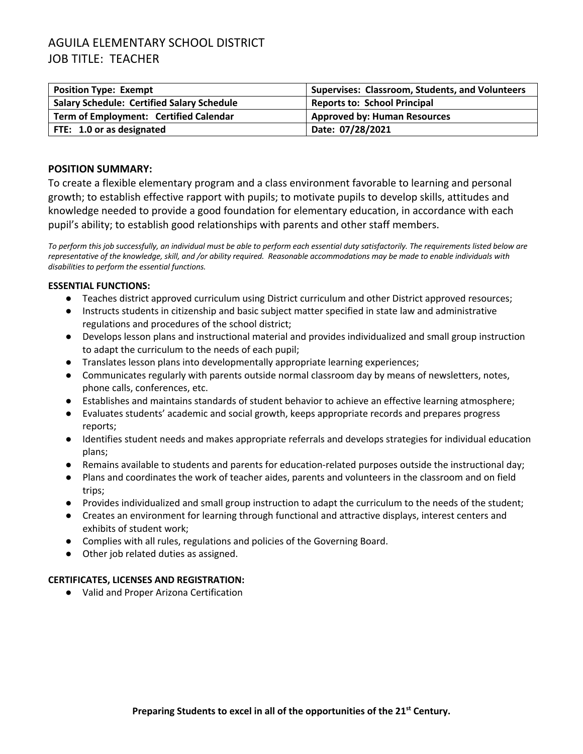# AGUILA ELEMENTARY SCHOOL DISTRICT
## JOB TITLE: TEACHER

| Position Type: Exempt | Supervises: Classroom, Students, and Volunteers |
|---|---|
| Salary Schedule: Certified Salary Schedule | Reports to: School Principal |
| Term of Employment: Certified Calendar | Approved by: Human Resources |
| FTE: 1.0 or as designated | Date: 07/28/2021 |

**POSITION SUMMARY:**

To create a flexible elementary program and a class environment favorable to learning and personal growth; to establish effective rapport with pupils; to motivate pupils to develop skills, attitudes and knowledge needed to provide a good foundation for elementary education, in accordance with each pupil's ability; to establish good relationships with parents and other staff members.

*To perform this job successfully, an individual must be able to perform each essential duty satisfactorily. The requirements listed below are representative of the knowledge, skill, and /or ability required. Reasonable accommodations may be made to enable individuals with disabilities to perform the essential functions.*

**ESSENTIAL FUNCTIONS:**

- Teaches district approved curriculum using District curriculum and other District approved resources;
- Instructs students in citizenship and basic subject matter specified in state law and administrative regulations and procedures of the school district;
- Develops lesson plans and instructional material and provides individualized and small group instruction to adapt the curriculum to the needs of each pupil;
- Translates lesson plans into developmentally appropriate learning experiences;
- Communicates regularly with parents outside normal classroom day by means of newsletters, notes, phone calls, conferences, etc.
- Establishes and maintains standards of student behavior to achieve an effective learning atmosphere;
- Evaluates students' academic and social growth, keeps appropriate records and prepares progress reports;
- Identifies student needs and makes appropriate referrals and develops strategies for individual education plans;
- Remains available to students and parents for education-related purposes outside the instructional day;
- Plans and coordinates the work of teacher aides, parents and volunteers in the classroom and on field trips;
- Provides individualized and small group instruction to adapt the curriculum to the needs of the student;
- Creates an environment for learning through functional and attractive displays, interest centers and exhibits of student work;
- Complies with all rules, regulations and policies of the Governing Board.
- Other job related duties as assigned.

**CERTIFICATES, LICENSES AND REGISTRATION:**

- Valid and Proper Arizona Certification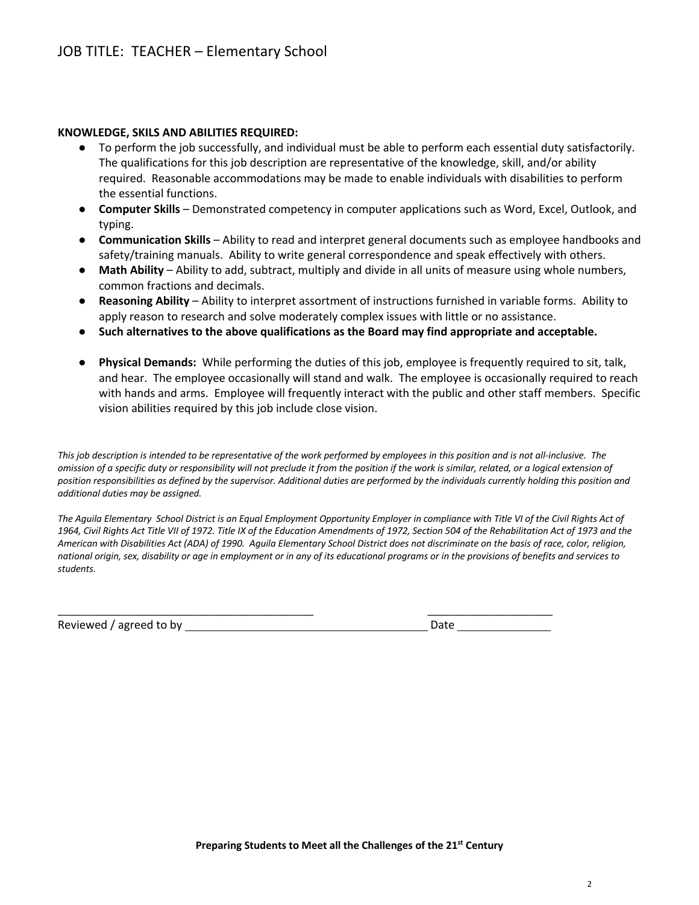# JOB TITLE: TEACHER – Elementary School

**KNOWLEDGE, SKILS AND ABILITIES REQUIRED:**

- To perform the job successfully, and individual must be able to perform each essential duty satisfactorily. The qualifications for this job description are representative of the knowledge, skill, and/or ability required. Reasonable accommodations may be made to enable individuals with disabilities to perform the essential functions.
- **Computer Skills** – Demonstrated competency in computer applications such as Word, Excel, Outlook, and typing.
- **Communication Skills** – Ability to read and interpret general documents such as employee handbooks and safety/training manuals. Ability to write general correspondence and speak effectively with others.
- **Math Ability** – Ability to add, subtract, multiply and divide in all units of measure using whole numbers, common fractions and decimals.
- **Reasoning Ability** – Ability to interpret assortment of instructions furnished in variable forms. Ability to apply reason to research and solve moderately complex issues with little or no assistance.
- **Such alternatives to the above qualifications as the Board may find appropriate and acceptable.**

- **Physical Demands:** While performing the duties of this job, employee is frequently required to sit, talk, and hear. The employee occasionally will stand and walk. The employee is occasionally required to reach with hands and arms. Employee will frequently interact with the public and other staff members. Specific vision abilities required by this job include close vision.

*This job description is intended to be representative of the work performed by employees in this position and is not all-inclusive. The omission of a specific duty or responsibility will not preclude it from the position if the work is similar, related, or a logical extension of position responsibilities as defined by the supervisor. Additional duties are performed by the individuals currently holding this position and additional duties may be assigned.*

*The Aguila Elementary School District is an Equal Employment Opportunity Employer in compliance with Title VI of the Civil Rights Act of 1964, Civil Rights Act Title VII of 1972. Title IX of the Education Amendments of 1972, Section 504 of the Rehabilitation Act of 1973 and the American with Disabilities Act (ADA) of 1990. Aguila Elementary School District does not discriminate on the basis of race, color, religion, national origin, sex, disability or age in employment or in any of its educational programs or in the provisions of benefits and services to students.*

Reviewed / agreed to by ______________________________ Date ______________

**Preparing Students to Meet all the Challenges of the 21st Century**